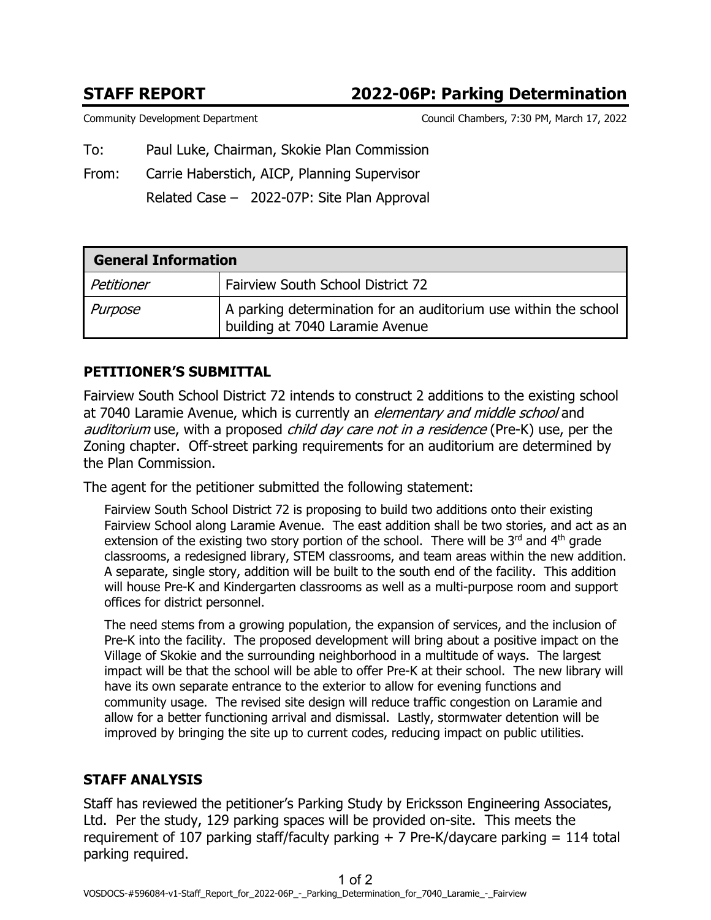# STAFF REPORT 2022-06P: Parking Determination

Community Development Department Council Chambers, 7:30 PM, March 17, 2022

To: Paul Luke, Chairman, Skokie Plan Commission

From: Carrie Haberstich, AICP, Planning Supervisor

Related Case – 2022-07P: Site Plan Approval

| **General Information** | |
|---|---|
| *Petitioner* | Fairview South School District 72 |
| *Purpose* | A parking determination for an auditorium use within the school building at 7040 Laramie Avenue |

## PETITIONER'S SUBMITTAL

Fairview South School District 72 intends to construct 2 additions to the existing school at 7040 Laramie Avenue, which is currently an *elementary and middle school* and *auditorium* use, with a proposed *child day care not in a residence* (Pre-K) use, per the Zoning chapter. Off-street parking requirements for an auditorium are determined by the Plan Commission.

The agent for the petitioner submitted the following statement:

> Fairview South School District 72 is proposing to build two additions onto their existing Fairview School along Laramie Avenue. The east addition shall be two stories, and act as an extension of the existing two story portion of the school. There will be 3rd and 4th grade classrooms, a redesigned library, STEM classrooms, and team areas within the new addition. A separate, single story, addition will be built to the south end of the facility. This addition will house Pre-K and Kindergarten classrooms as well as a multi-purpose room and support offices for district personnel.
>
> The need stems from a growing population, the expansion of services, and the inclusion of Pre-K into the facility. The proposed development will bring about a positive impact on the Village of Skokie and the surrounding neighborhood in a multitude of ways. The largest impact will be that the school will be able to offer Pre-K at their school. The new library will have its own separate entrance to the exterior to allow for evening functions and community usage. The revised site design will reduce traffic congestion on Laramie and allow for a better functioning arrival and dismissal. Lastly, stormwater detention will be improved by bringing the site up to current codes, reducing impact on public utilities.

## STAFF ANALYSIS

Staff has reviewed the petitioner's Parking Study by Ericksson Engineering Associates, Ltd. Per the study, 129 parking spaces will be provided on-site. This meets the requirement of 107 parking staff/faculty parking + 7 Pre-K/daycare parking = 114 total parking required.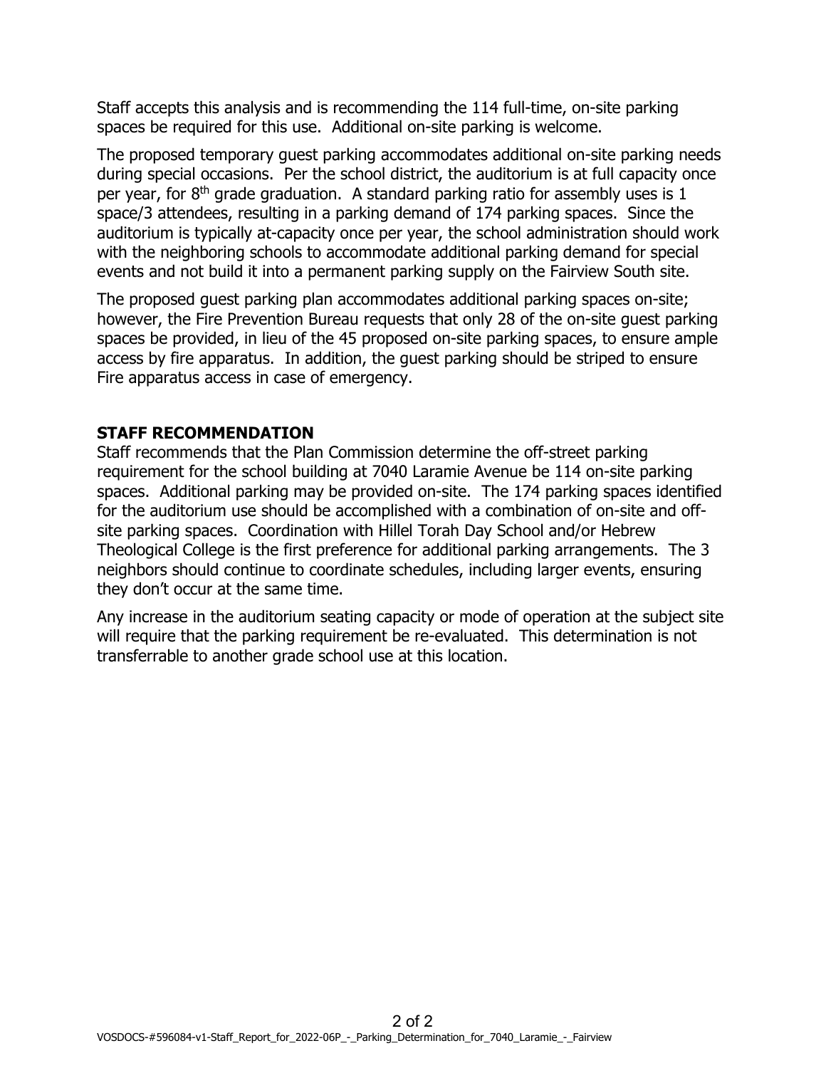Staff accepts this analysis and is recommending the 114 full-time, on-site parking spaces be required for this use. Additional on-site parking is welcome.

The proposed temporary guest parking accommodates additional on-site parking needs during special occasions. Per the school district, the auditorium is at full capacity once per year, for 8th grade graduation. A standard parking ratio for assembly uses is 1 space/3 attendees, resulting in a parking demand of 174 parking spaces. Since the auditorium is typically at-capacity once per year, the school administration should work with the neighboring schools to accommodate additional parking demand for special events and not build it into a permanent parking supply on the Fairview South site.

The proposed guest parking plan accommodates additional parking spaces on-site; however, the Fire Prevention Bureau requests that only 28 of the on-site guest parking spaces be provided, in lieu of the 45 proposed on-site parking spaces, to ensure ample access by fire apparatus. In addition, the guest parking should be striped to ensure Fire apparatus access in case of emergency.

## STAFF RECOMMENDATION

Staff recommends that the Plan Commission determine the off-street parking requirement for the school building at 7040 Laramie Avenue be 114 on-site parking spaces. Additional parking may be provided on-site. The 174 parking spaces identified for the auditorium use should be accomplished with a combination of on-site and off-site parking spaces. Coordination with Hillel Torah Day School and/or Hebrew Theological College is the first preference for additional parking arrangements. The 3 neighbors should continue to coordinate schedules, including larger events, ensuring they don't occur at the same time.

Any increase in the auditorium seating capacity or mode of operation at the subject site will require that the parking requirement be re-evaluated. This determination is not transferrable to another grade school use at this location.